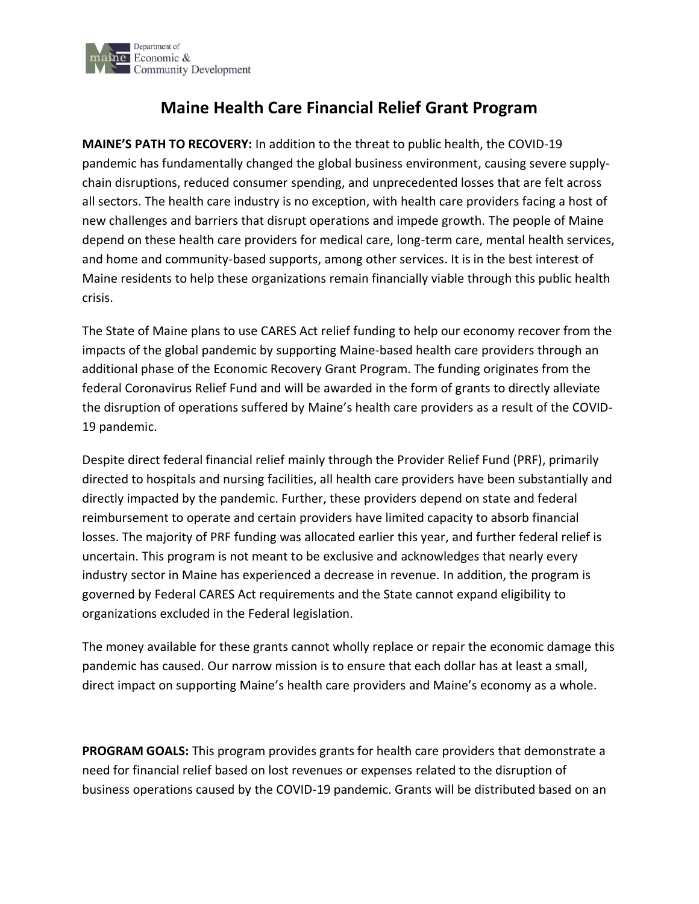Department of Economic & Community Development

# Maine Health Care Financial Relief Grant Program

**MAINE'S PATH TO RECOVERY:** In addition to the threat to public health, the COVID-19 pandemic has fundamentally changed the global business environment, causing severe supply-chain disruptions, reduced consumer spending, and unprecedented losses that are felt across all sectors. The health care industry is no exception, with health care providers facing a host of new challenges and barriers that disrupt operations and impede growth. The people of Maine depend on these health care providers for medical care, long-term care, mental health services, and home and community-based supports, among other services. It is in the best interest of Maine residents to help these organizations remain financially viable through this public health crisis.

The State of Maine plans to use CARES Act relief funding to help our economy recover from the impacts of the global pandemic by supporting Maine-based health care providers through an additional phase of the Economic Recovery Grant Program. The funding originates from the federal Coronavirus Relief Fund and will be awarded in the form of grants to directly alleviate the disruption of operations suffered by Maine's health care providers as a result of the COVID-19 pandemic.

Despite direct federal financial relief mainly through the Provider Relief Fund (PRF), primarily directed to hospitals and nursing facilities, all health care providers have been substantially and directly impacted by the pandemic. Further, these providers depend on state and federal reimbursement to operate and certain providers have limited capacity to absorb financial losses. The majority of PRF funding was allocated earlier this year, and further federal relief is uncertain. This program is not meant to be exclusive and acknowledges that nearly every industry sector in Maine has experienced a decrease in revenue. In addition, the program is governed by Federal CARES Act requirements and the State cannot expand eligibility to organizations excluded in the Federal legislation.

The money available for these grants cannot wholly replace or repair the economic damage this pandemic has caused. Our narrow mission is to ensure that each dollar has at least a small, direct impact on supporting Maine's health care providers and Maine's economy as a whole.

**PROGRAM GOALS:** This program provides grants for health care providers that demonstrate a need for financial relief based on lost revenues or expenses related to the disruption of business operations caused by the COVID-19 pandemic. Grants will be distributed based on an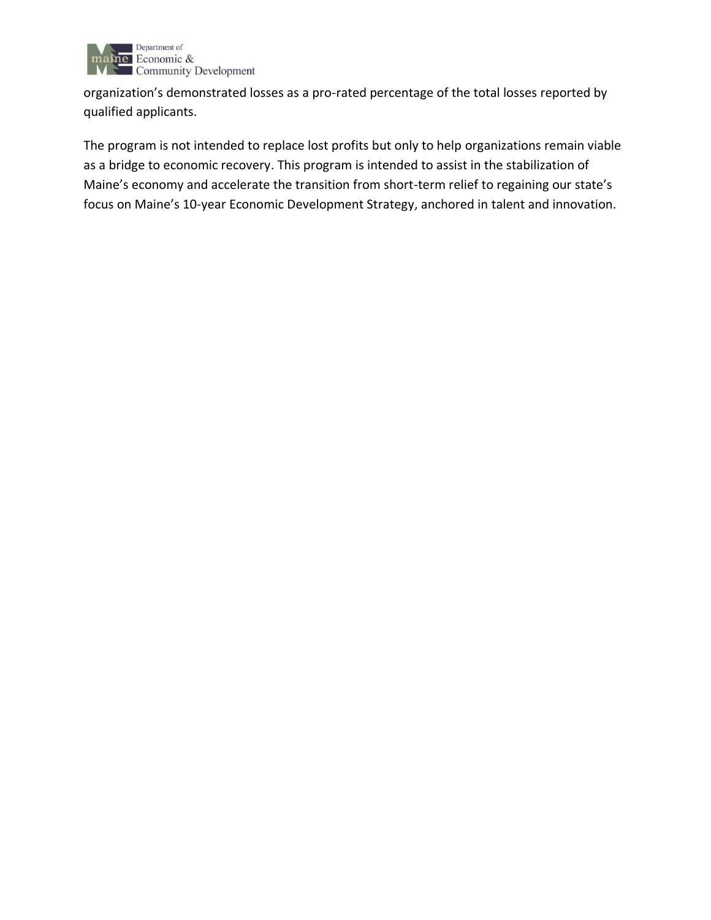organization's demonstrated losses as a pro-rated percentage of the total losses reported by qualified applicants.

The program is not intended to replace lost profits but only to help organizations remain viable as a bridge to economic recovery. This program is intended to assist in the stabilization of Maine's economy and accelerate the transition from short-term relief to regaining our state's focus on Maine's 10-year Economic Development Strategy, anchored in talent and innovation.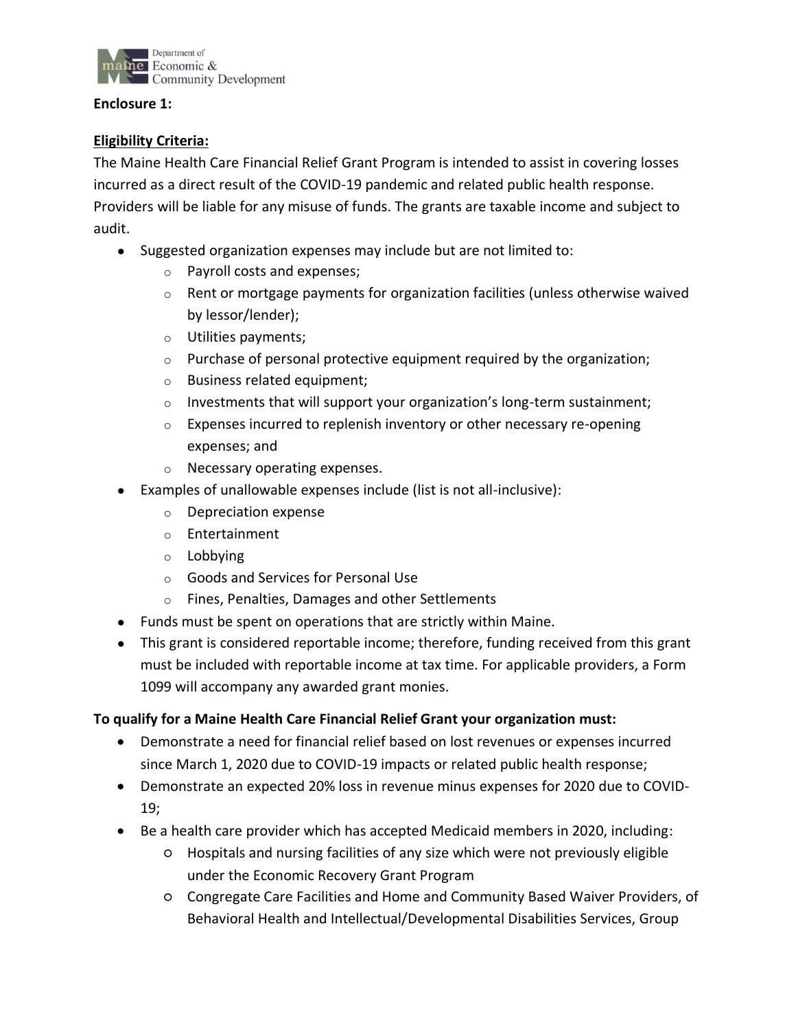**Enclosure 1:**

**Eligibility Criteria:**

The Maine Health Care Financial Relief Grant Program is intended to assist in covering losses incurred as a direct result of the COVID-19 pandemic and related public health response. Providers will be liable for any misuse of funds. The grants are taxable income and subject to audit.

- Suggested organization expenses may include but are not limited to:
  - Payroll costs and expenses;
  - Rent or mortgage payments for organization facilities (unless otherwise waived by lessor/lender);
  - Utilities payments;
  - Purchase of personal protective equipment required by the organization;
  - Business related equipment;
  - Investments that will support your organization's long-term sustainment;
  - Expenses incurred to replenish inventory or other necessary re-opening expenses; and
  - Necessary operating expenses.
- Examples of unallowable expenses include (list is not all-inclusive):
  - Depreciation expense
  - Entertainment
  - Lobbying
  - Goods and Services for Personal Use
  - Fines, Penalties, Damages and other Settlements
- Funds must be spent on operations that are strictly within Maine.
- This grant is considered reportable income; therefore, funding received from this grant must be included with reportable income at tax time. For applicable providers, a Form 1099 will accompany any awarded grant monies.

**To qualify for a Maine Health Care Financial Relief Grant your organization must:**

- Demonstrate a need for financial relief based on lost revenues or expenses incurred since March 1, 2020 due to COVID-19 impacts or related public health response;
- Demonstrate an expected 20% loss in revenue minus expenses for 2020 due to COVID-19;
- Be a health care provider which has accepted Medicaid members in 2020, including:
  - Hospitals and nursing facilities of any size which were not previously eligible under the Economic Recovery Grant Program
  - Congregate Care Facilities and Home and Community Based Waiver Providers, of Behavioral Health and Intellectual/Developmental Disabilities Services, Group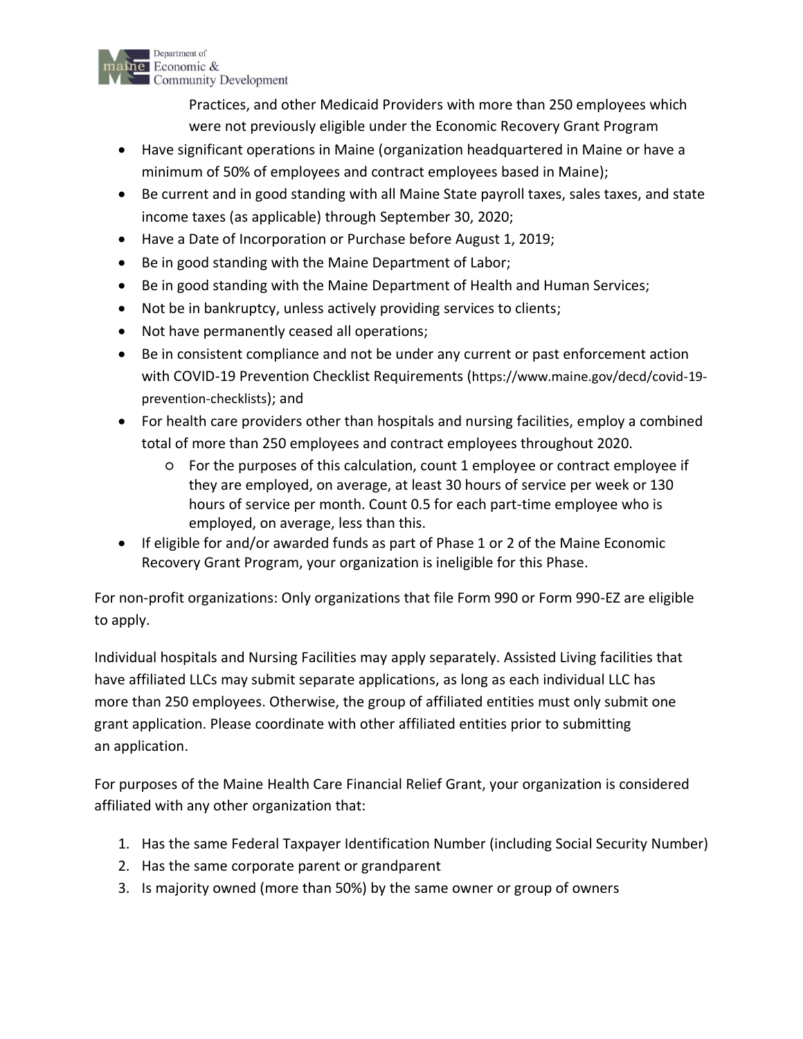Practices, and other Medicaid Providers with more than 250 employees which were not previously eligible under the Economic Recovery Grant Program

- Have significant operations in Maine (organization headquartered in Maine or have a minimum of 50% of employees and contract employees based in Maine);
- Be current and in good standing with all Maine State payroll taxes, sales taxes, and state income taxes (as applicable) through September 30, 2020;
- Have a Date of Incorporation or Purchase before August 1, 2019;
- Be in good standing with the Maine Department of Labor;
- Be in good standing with the Maine Department of Health and Human Services;
- Not be in bankruptcy, unless actively providing services to clients;
- Not have permanently ceased all operations;
- Be in consistent compliance and not be under any current or past enforcement action with COVID-19 Prevention Checklist Requirements (https://www.maine.gov/decd/covid-19-prevention-checklists); and
- For health care providers other than hospitals and nursing facilities, employ a combined total of more than 250 employees and contract employees throughout 2020.
    - For the purposes of this calculation, count 1 employee or contract employee if they are employed, on average, at least 30 hours of service per week or 130 hours of service per month. Count 0.5 for each part-time employee who is employed, on average, less than this.
- If eligible for and/or awarded funds as part of Phase 1 or 2 of the Maine Economic Recovery Grant Program, your organization is ineligible for this Phase.

For non-profit organizations: Only organizations that file Form 990 or Form 990-EZ are eligible to apply.

Individual hospitals and Nursing Facilities may apply separately. Assisted Living facilities that have affiliated LLCs may submit separate applications, as long as each individual LLC has more than 250 employees. Otherwise, the group of affiliated entities must only submit one grant application. Please coordinate with other affiliated entities prior to submitting an application.

For purposes of the Maine Health Care Financial Relief Grant, your organization is considered affiliated with any other organization that:

1. Has the same Federal Taxpayer Identification Number (including Social Security Number)
2. Has the same corporate parent or grandparent
3. Is majority owned (more than 50%) by the same owner or group of owners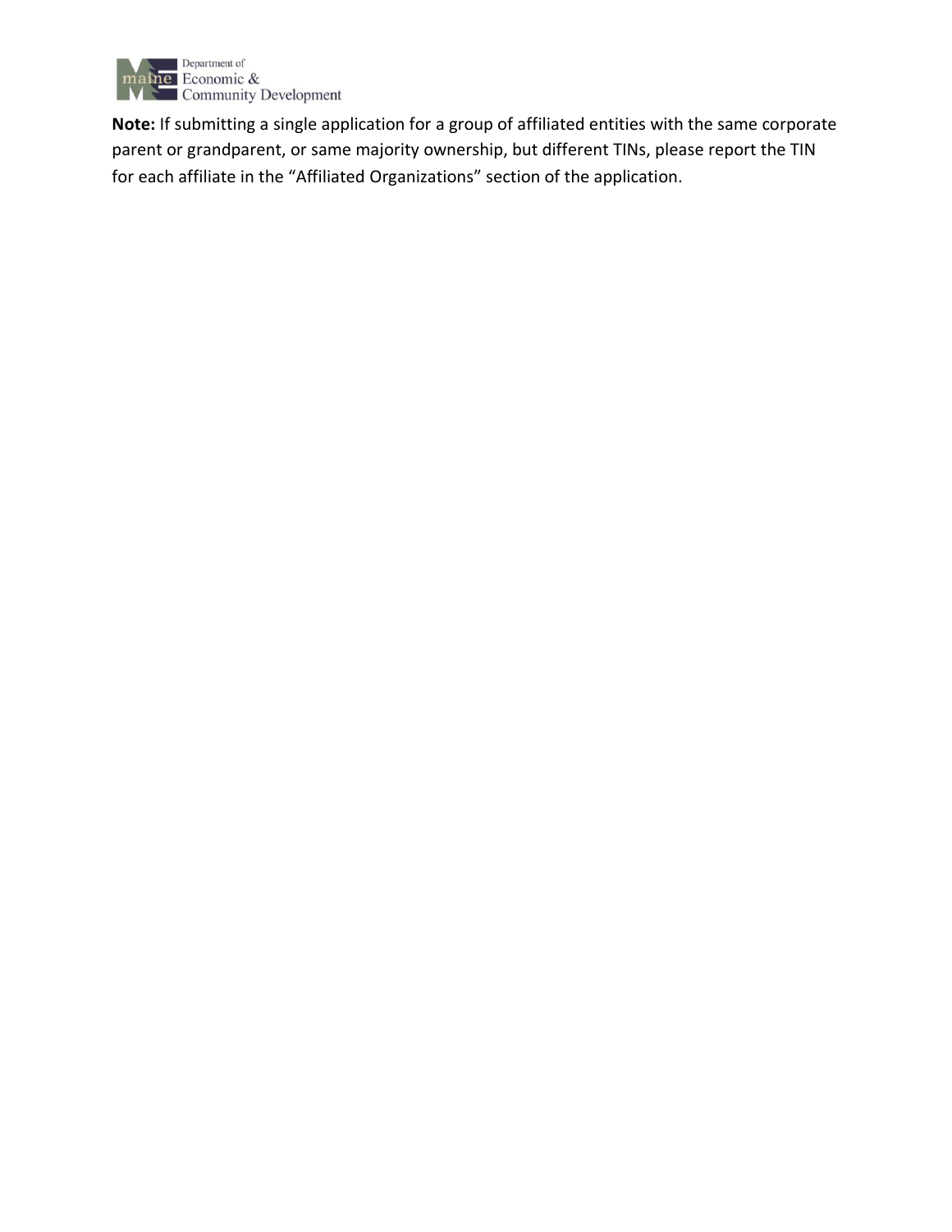**Note:** If submitting a single application for a group of affiliated entities with the same corporate parent or grandparent, or same majority ownership, but different TINs, please report the TIN for each affiliate in the "Affiliated Organizations" section of the application.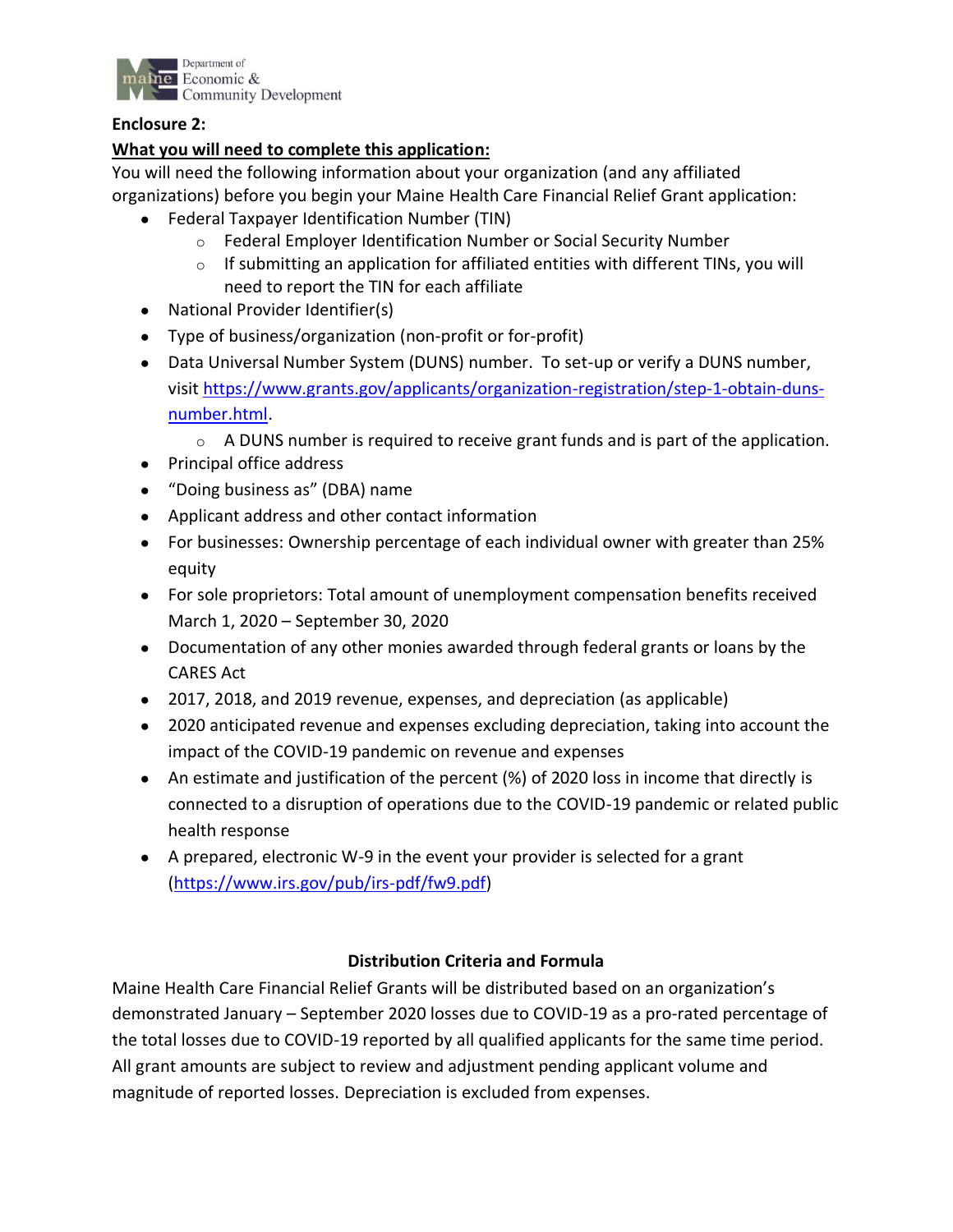Department of Economic & Community Development

**Enclosure 2:**

**What you will need to complete this application:**

You will need the following information about your organization (and any affiliated organizations) before you begin your Maine Health Care Financial Relief Grant application:

- Federal Taxpayer Identification Number (TIN)
  - Federal Employer Identification Number or Social Security Number
  - If submitting an application for affiliated entities with different TINs, you will need to report the TIN for each affiliate
- National Provider Identifier(s)
- Type of business/organization (non-profit or for-profit)
- Data Universal Number System (DUNS) number. To set-up or verify a DUNS number, visit https://www.grants.gov/applicants/organization-registration/step-1-obtain-duns-number.html.
  - A DUNS number is required to receive grant funds and is part of the application.
- Principal office address
- "Doing business as" (DBA) name
- Applicant address and other contact information
- For businesses: Ownership percentage of each individual owner with greater than 25% equity
- For sole proprietors: Total amount of unemployment compensation benefits received March 1, 2020 – September 30, 2020
- Documentation of any other monies awarded through federal grants or loans by the CARES Act
- 2017, 2018, and 2019 revenue, expenses, and depreciation (as applicable)
- 2020 anticipated revenue and expenses excluding depreciation, taking into account the impact of the COVID-19 pandemic on revenue and expenses
- An estimate and justification of the percent (%) of 2020 loss in income that directly is connected to a disruption of operations due to the COVID-19 pandemic or related public health response
- A prepared, electronic W-9 in the event your provider is selected for a grant (https://www.irs.gov/pub/irs-pdf/fw9.pdf)

**Distribution Criteria and Formula**

Maine Health Care Financial Relief Grants will be distributed based on an organization's demonstrated January – September 2020 losses due to COVID-19 as a pro-rated percentage of the total losses due to COVID-19 reported by all qualified applicants for the same time period. All grant amounts are subject to review and adjustment pending applicant volume and magnitude of reported losses. Depreciation is excluded from expenses.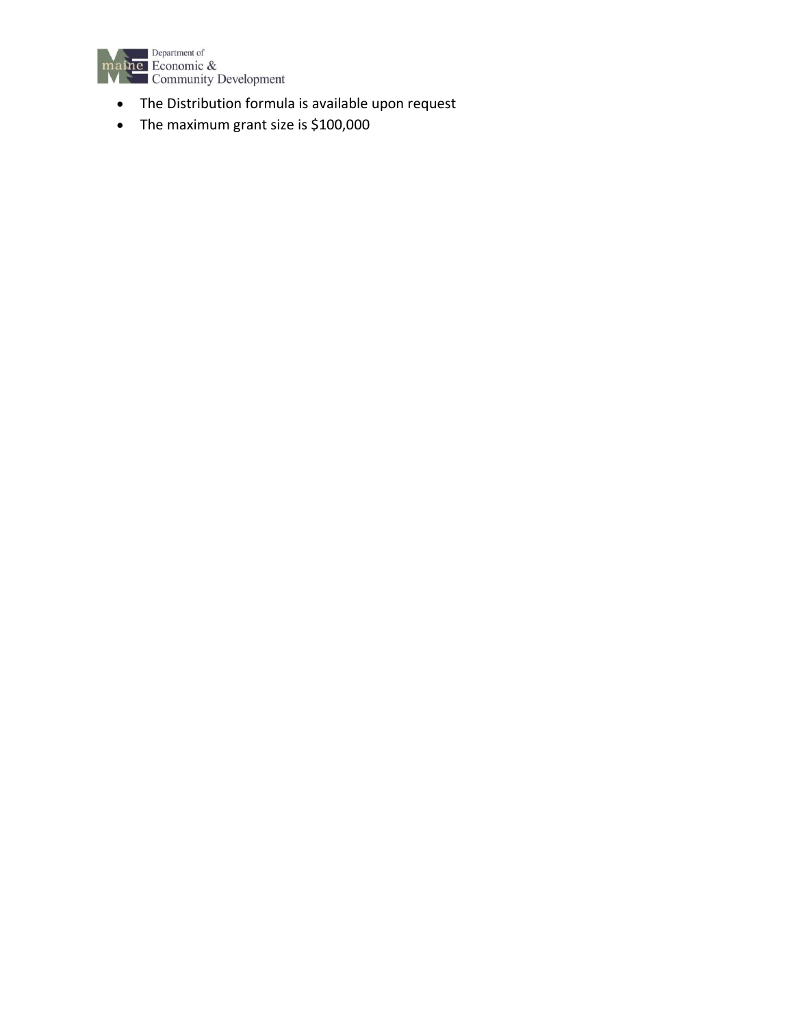- The Distribution formula is available upon request
- The maximum grant size is $100,000